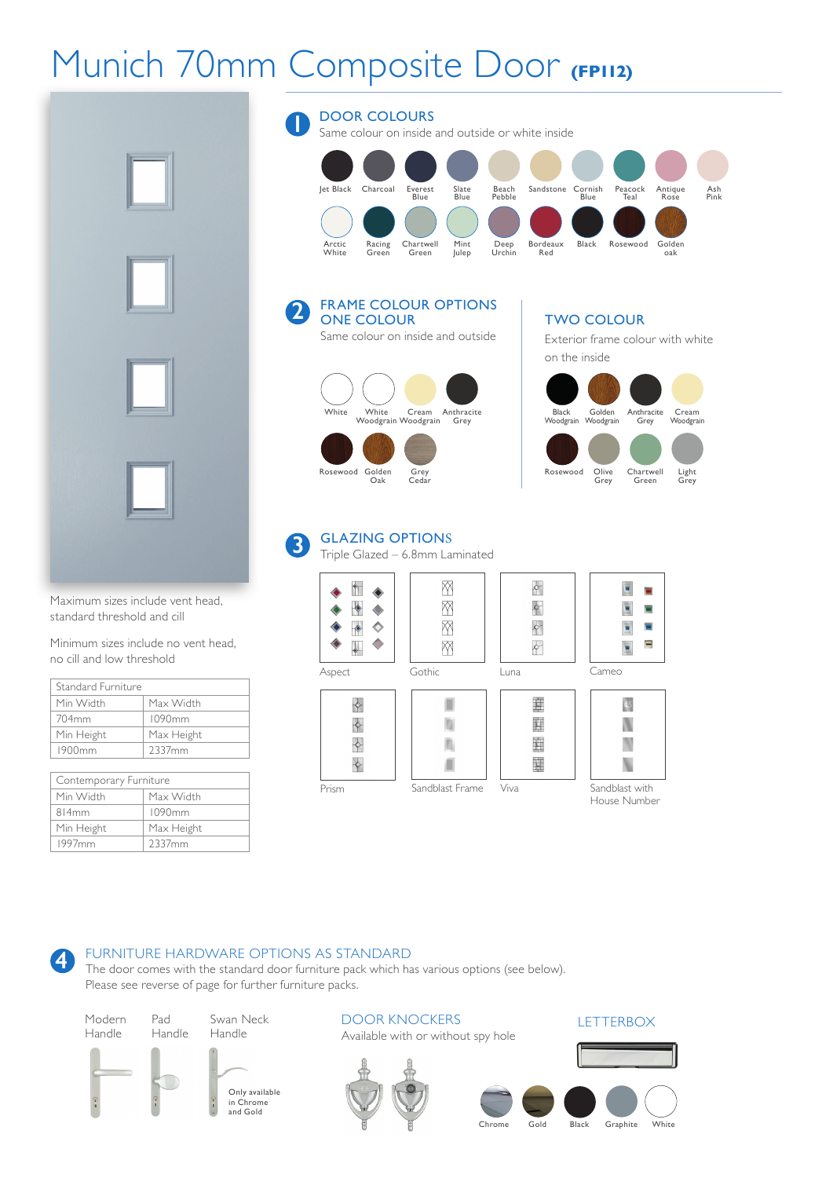# Munich 70mm Composite Door (FP112)

Maximum sizes include vent head, standard threshold and cill

Minimum sizes include no vent head, no cill and low threshold

| Standard Furniture | |
|---|---|
| Min Width | Max Width |
| 704mm | 1090mm |
| Min Height | Max Height |
| 1900mm | 2337mm |

| Contemporary Furniture | |
|---|---|
| Min Width | Max Width |
| 814mm | 1090mm |
| Min Height | Max Height |
| 1997mm | 2337mm |

## 1 DOOR COLOURS

Same colour on inside and outside or white inside

Jet Black, Charcoal, Everest Blue, Slate Blue, Beach Pebble, Sandstone, Cornish Blue, Peacock Teal, Antique Rose, Ash Pink, Arctic White, Racing Green, Chartwell Green, Mint Julep, Deep Urchin, Bordeaux Red, Black, Rosewood, Golden oak

## 2 FRAME COLOUR OPTIONS

### ONE COLOUR

Same colour on inside and outside

White, White Woodgrain, Cream Woodgrain, Anthracite Grey, Rosewood, Golden Oak, Grey Cedar

### TWO COLOUR

Exterior frame colour with white on the inside

Black Woodgrain, Golden Woodgrain, Anthracite Grey, Cream Woodgrain, Rosewood, Olive Grey, Chartwell Green, Light Grey

## 3 GLAZING OPTIONS

Triple Glazed – 6.8mm Laminated

Aspect, Gothic, Luna, Cameo, Prism, Sandblast Frame, Viva, Sandblast with House Number

## 4 FURNITURE HARDWARE OPTIONS AS STANDARD

The door comes with the standard door furniture pack which has various options (see below). Please see reverse of page for further furniture packs.

Modern Handle, Pad Handle, Swan Neck Handle

Only available in Chrome and Gold

### DOOR KNOCKERS

Available with or without spy hole

### LETTERBOX

Chrome, Gold, Black, Graphite, White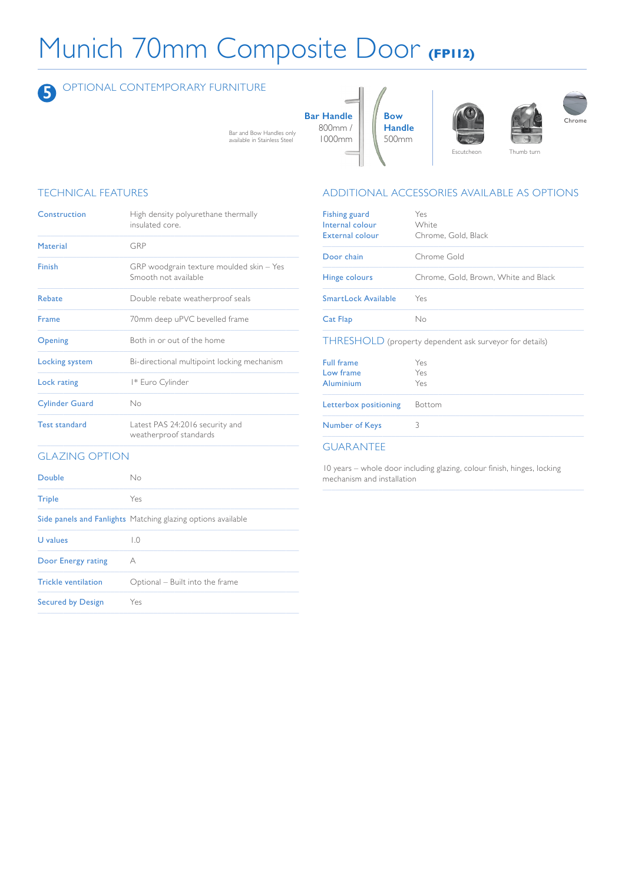# Munich 70mm Composite Door (FP112)

## 5 OPTIONAL CONTEMPORARY FURNITURE

Bar and Bow Handles only available in Stainless Steel

**Bar Handle** 800mm / 1000mm

**Bow Handle** 500mm

Escutcheon

Thumb turn

Chrome

## TECHNICAL FEATURES

| | |
|---|---|
| Construction | High density polyurethane thermally insulated core. |
| Material | GRP |
| Finish | GRP woodgrain texture moulded skin – Yes<br>Smooth not available |
| Rebate | Double rebate weatherproof seals |
| Frame | 70mm deep uPVC bevelled frame |
| Opening | Both in or out of the home |
| Locking system | Bi-directional multipoint locking mechanism |
| Lock rating | 1* Euro Cylinder |
| Cylinder Guard | No |
| Test standard | Latest PAS 24:2016 security and weatherproof standards |

## GLAZING OPTION

| | |
|---|---|
| Double | No |
| Triple | Yes |
| Side panels and Fanlights | Matching glazing options available |
| U values | 1.0 |
| Door Energy rating | A |
| Trickle ventilation | Optional – Built into the frame |
| Secured by Design | Yes |

## ADDITIONAL ACCESSORIES AVAILABLE AS OPTIONS

| | |
|---|---|
| Fishing guard<br>Internal colour<br>External colour | Yes<br>White<br>Chrome, Gold, Black |
| Door chain | Chrome Gold |
| Hinge colours | Chrome, Gold, Brown, White and Black |
| SmartLock Available | Yes |
| Cat Flap | No |

## THRESHOLD (property dependent ask surveyor for details)

| | |
|---|---|
| Full frame<br>Low frame<br>Aluminium | Yes<br>Yes<br>Yes |
| Letterbox positioning | Bottom |
| Number of Keys | 3 |

## GUARANTEE

10 years – whole door including glazing, colour finish, hinges, locking mechanism and installation